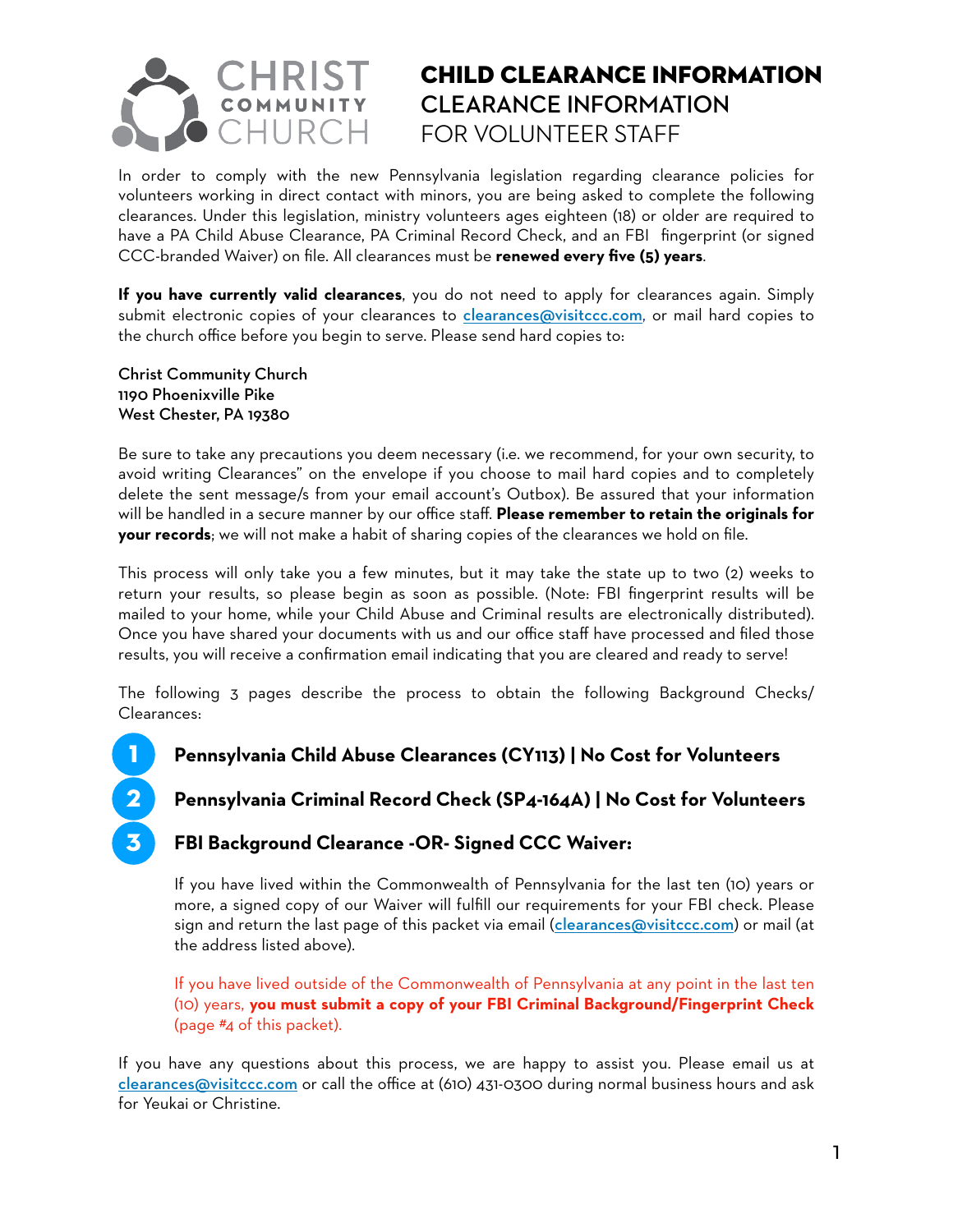# CHILD CLEARANCE INFORMATION

## CLEARANCE INFORMATION
FOR VOLUNTEER STAFF

In order to comply with the new Pennsylvania legislation regarding clearance policies for volunteers working in direct contact with minors, you are being asked to complete the following clearances. Under this legislation, ministry volunteers ages eighteen (18) or older are required to have a PA Child Abuse Clearance, PA Criminal Record Check, and an FBI fingerprint (or signed CCC-branded Waiver) on file. All clearances must be **renewed every five (5) years**.

**If you have currently valid clearances**, you do not need to apply for clearances again. Simply submit electronic copies of your clearances to clearances@visitccc.com, or mail hard copies to the church office before you begin to serve. Please send hard copies to:

Christ Community Church
1190 Phoenixville Pike
West Chester, PA 19380

Be sure to take any precautions you deem necessary (i.e. we recommend, for your own security, to avoid writing Clearances" on the envelope if you choose to mail hard copies and to completely delete the sent message/s from your email account's Outbox). Be assured that your information will be handled in a secure manner by our office staff. **Please remember to retain the originals for your records**; we will not make a habit of sharing copies of the clearances we hold on file.

This process will only take you a few minutes, but it may take the state up to two (2) weeks to return your results, so please begin as soon as possible. (Note: FBI fingerprint results will be mailed to your home, while your Child Abuse and Criminal results are electronically distributed). Once you have shared your documents with us and our office staff have processed and filed those results, you will receive a confirmation email indicating that you are cleared and ready to serve!

The following 3 pages describe the process to obtain the following Background Checks/ Clearances:

1. **Pennsylvania Child Abuse Clearances (CY113) | No Cost for Volunteers**
2. **Pennsylvania Criminal Record Check (SP4-164A) | No Cost for Volunteers**
3. **FBI Background Clearance -OR- Signed CCC Waiver:**

   If you have lived within the Commonwealth of Pennsylvania for the last ten (10) years or more, a signed copy of our Waiver will fulfill our requirements for your FBI check. Please sign and return the last page of this packet via email (clearances@visitccc.com) or mail (at the address listed above).

   If you have lived outside of the Commonwealth of Pennsylvania at any point in the last ten (10) years, **you must submit a copy of your FBI Criminal Background/Fingerprint Check** (page #4 of this packet).

If you have any questions about this process, we are happy to assist you. Please email us at clearances@visitccc.com or call the office at (610) 431-0300 during normal business hours and ask for Yeukai or Christine.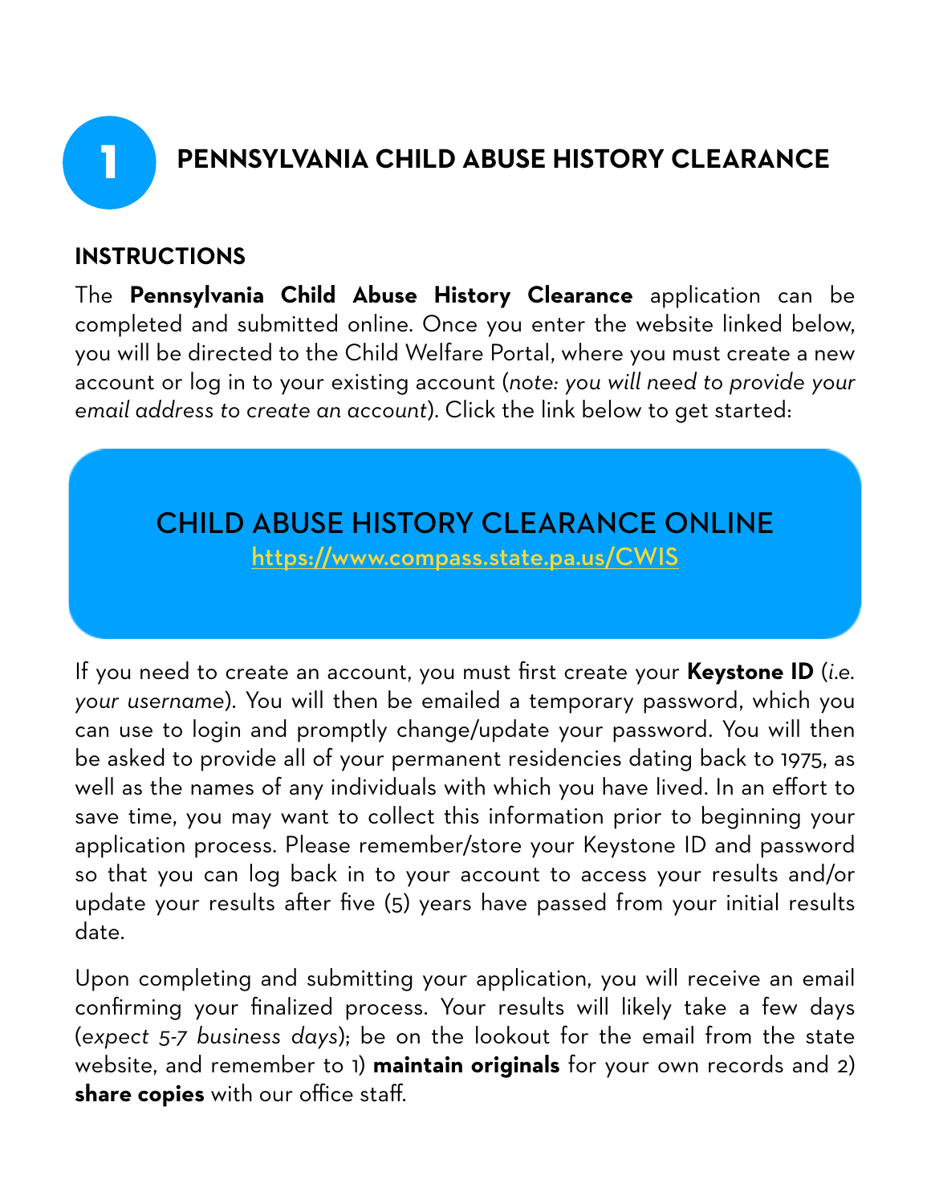# 1 PENNSYLVANIA CHILD ABUSE HISTORY CLEARANCE

## INSTRUCTIONS

The **Pennsylvania Child Abuse History Clearance** application can be completed and submitted online. Once you enter the website linked below, you will be directed to the Child Welfare Portal, where you must create a new account or log in to your existing account (*note: you will need to provide your email address to create an account*). Click the link below to get started:

**CHILD ABUSE HISTORY CLEARANCE ONLINE**
https://www.compass.state.pa.us/CWIS

If you need to create an account, you must first create your **Keystone ID** (*i.e. your username*). You will then be emailed a temporary password, which you can use to login and promptly change/update your password. You will then be asked to provide all of your permanent residencies dating back to 1975, as well as the names of any individuals with which you have lived. In an effort to save time, you may want to collect this information prior to beginning your application process. Please remember/store your Keystone ID and password so that you can log back in to your account to access your results and/or update your results after five (5) years have passed from your initial results date.

Upon completing and submitting your application, you will receive an email confirming your finalized process. Your results will likely take a few days (*expect 5-7 business days*); be on the lookout for the email from the state website, and remember to 1) **maintain originals** for your own records and 2) **share copies** with our office staff.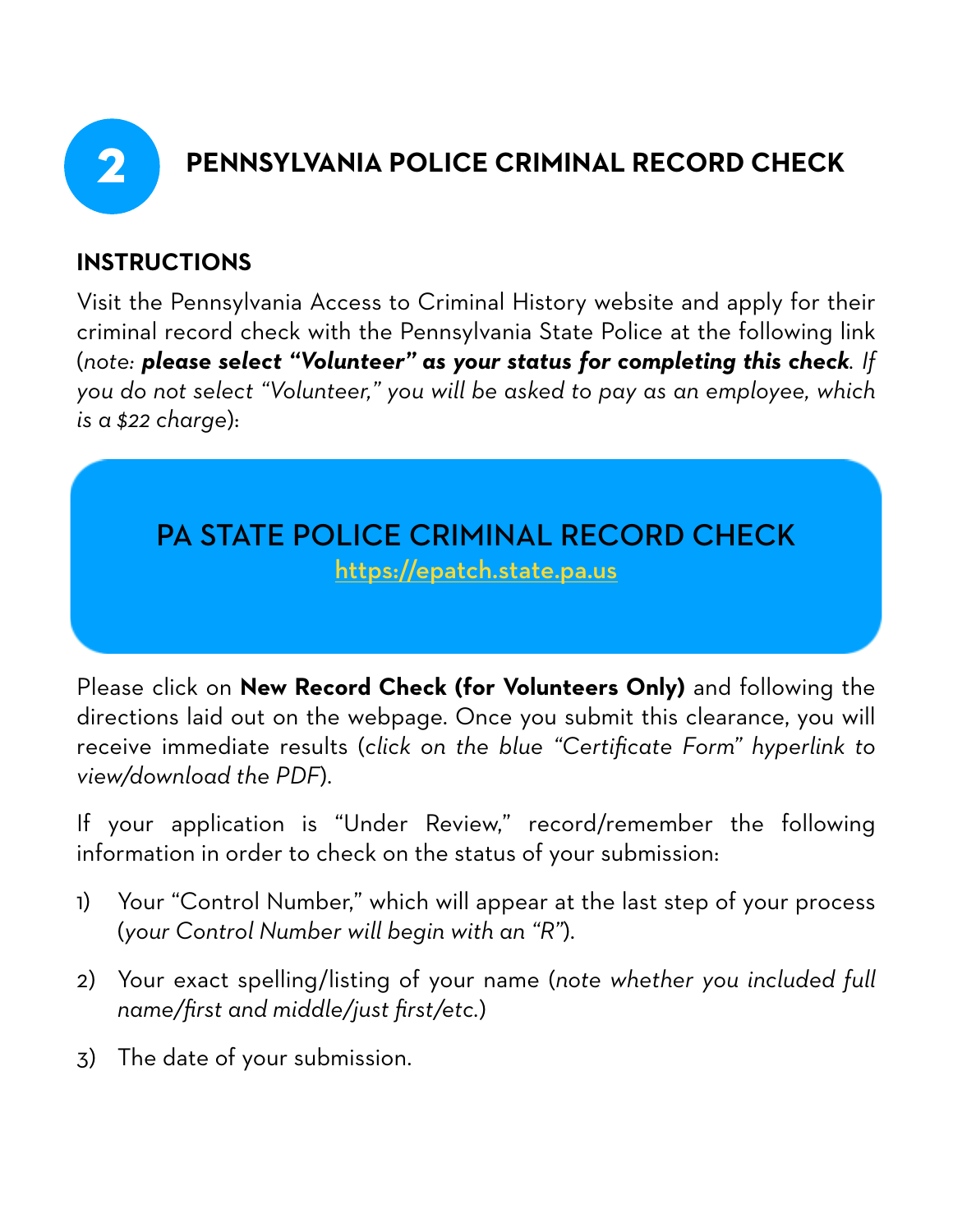# 2 PENNSYLVANIA POLICE CRIMINAL RECORD CHECK

## INSTRUCTIONS

Visit the Pennsylvania Access to Criminal History website and apply for their criminal record check with the Pennsylvania State Police at the following link (*note: **please select "Volunteer" as your status for completing this check**. If you do not select "Volunteer," you will be asked to pay as an employee, which is a $22 charge*):

**PA STATE POLICE CRIMINAL RECORD CHECK**
https://epatch.state.pa.us

Please click on **New Record Check (for Volunteers Only)** and following the directions laid out on the webpage. Once you submit this clearance, you will receive immediate results (*click on the blue "Certificate Form" hyperlink to view/download the PDF*).

If your application is "Under Review," record/remember the following information in order to check on the status of your submission:

1) Your "Control Number," which will appear at the last step of your process (*your Control Number will begin with an "R"*).
2) Your exact spelling/listing of your name (*note whether you included full name/first and middle/just first/etc.*)
3) The date of your submission.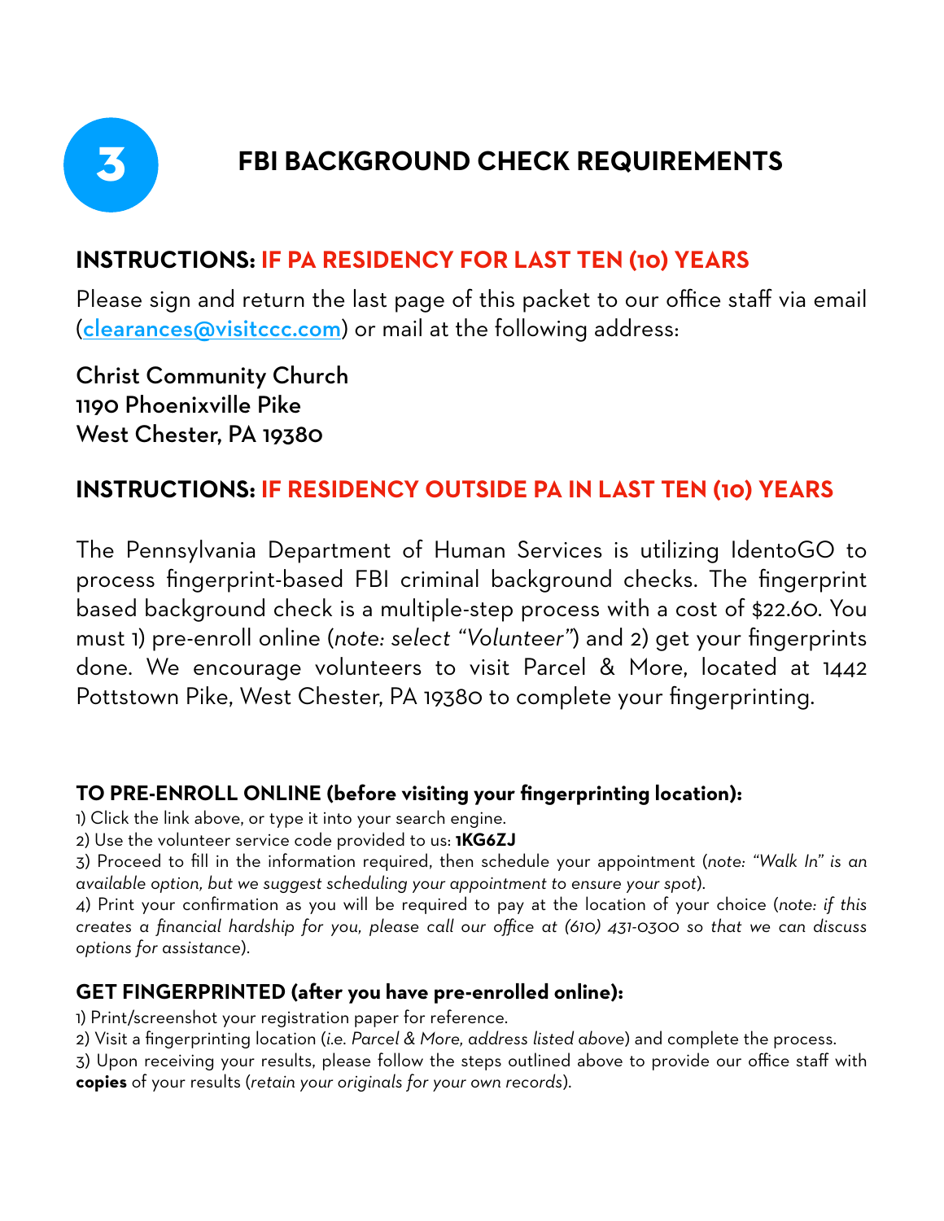# 3 FBI BACKGROUND CHECK REQUIREMENTS

## INSTRUCTIONS: IF PA RESIDENCY FOR LAST TEN (10) YEARS

Please sign and return the last page of this packet to our office staff via email (clearances@visitccc.com) or mail at the following address:

Christ Community Church
1190 Phoenixville Pike
West Chester, PA 19380

## INSTRUCTIONS: IF RESIDENCY OUTSIDE PA IN LAST TEN (10) YEARS

The Pennsylvania Department of Human Services is utilizing IdentoGO to process fingerprint-based FBI criminal background checks. The fingerprint based background check is a multiple-step process with a cost of $22.60. You must 1) pre-enroll online (*note: select "Volunteer"*) and 2) get your fingerprints done. We encourage volunteers to visit Parcel & More, located at 1442 Pottstown Pike, West Chester, PA 19380 to complete your fingerprinting.

### TO PRE-ENROLL ONLINE (before visiting your fingerprinting location):

1) Click the link above, or type it into your search engine.
2) Use the volunteer service code provided to us: **1KG6ZJ**
3) Proceed to fill in the information required, then schedule your appointment (*note: "Walk In" is an available option, but we suggest scheduling your appointment to ensure your spot*).
4) Print your confirmation as you will be required to pay at the location of your choice (*note: if this creates a financial hardship for you, please call our office at (610) 431-0300 so that we can discuss options for assistance*).

### GET FINGERPRINTED (after you have pre-enrolled online):

1) Print/screenshot your registration paper for reference.
2) Visit a fingerprinting location (*i.e. Parcel & More, address listed above*) and complete the process.
3) Upon receiving your results, please follow the steps outlined above to provide our office staff with **copies** of your results (*retain your originals for your own records*).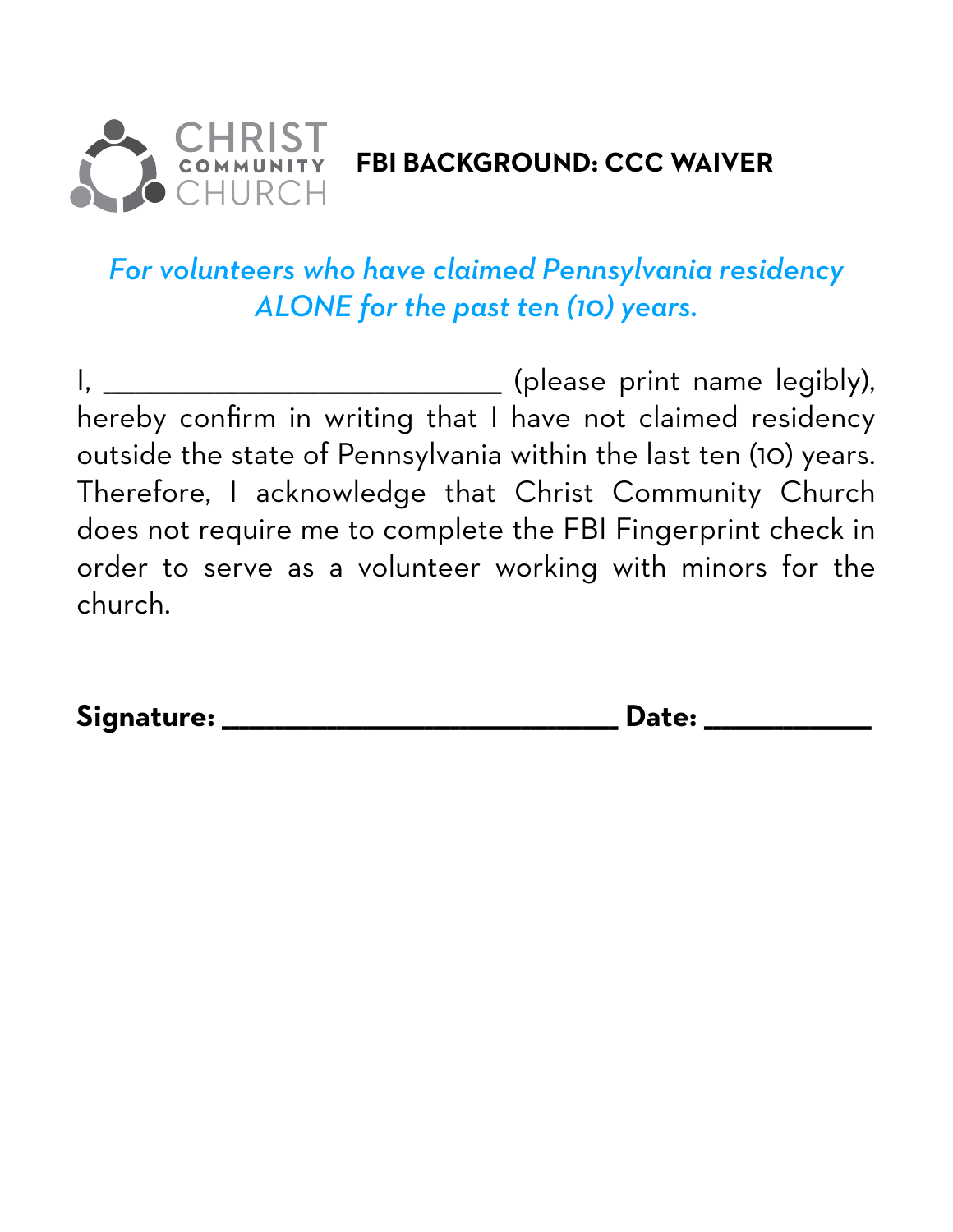CHRIST COMMUNITY CHURCH

# FBI BACKGROUND: CCC WAIVER

*For volunteers who have claimed Pennsylvania residency ALONE for the past ten (10) years.*

I, ___________________________ (please print name legibly), hereby confirm in writing that I have not claimed residency outside the state of Pennsylvania within the last ten (10) years. Therefore, I acknowledge that Christ Community Church does not require me to complete the FBI Fingerprint check in order to serve as a volunteer working with minors for the church.

**Signature: ___________________________ Date: ___________**